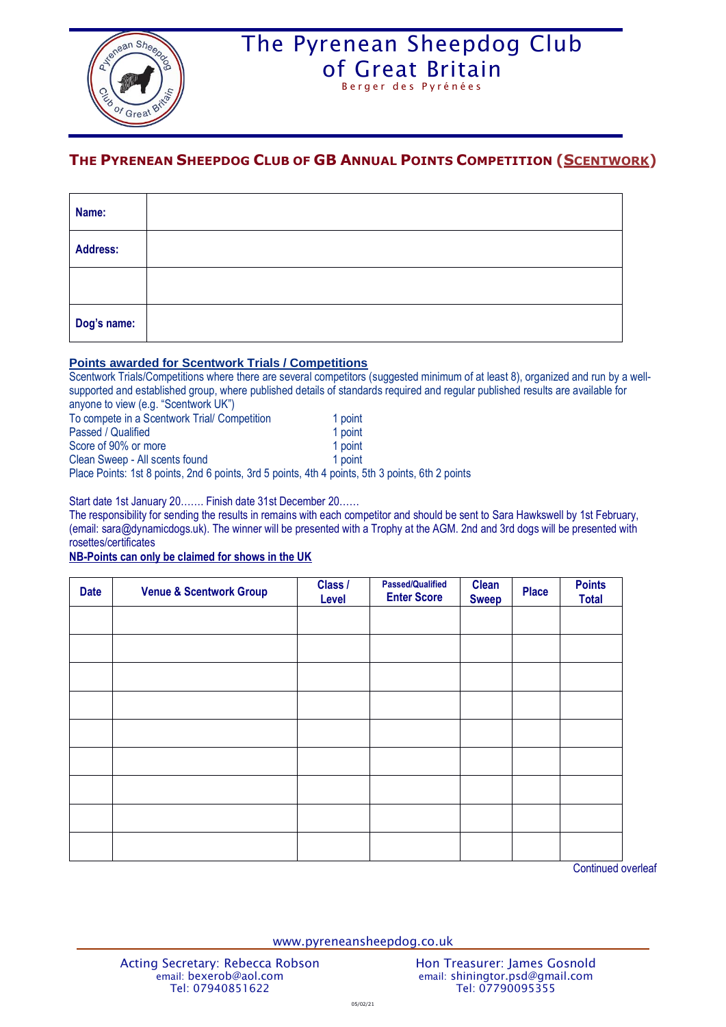# The Pyrenean Sheepdog Club of Great Britain

Berger des Pyrénées

## THE PYRENEAN SHEEPDOG CLUB OF GB ANNUAL POINTS COMPETITION (SCENTWORK)

| Name: | |
|---|---|
| Address: | |
| | |
| Dog's name: | |

### Points awarded for Scentwork Trials / Competitions

Scentwork Trials/Competitions where there are several competitors (suggested minimum of at least 8), organized and run by a well-supported and established group, where published details of standards required and regular published results are available for anyone to view (e.g. "Scentwork UK")

To compete in a Scentwork Trial/ Competition 1 point
Passed / Qualified 1 point
Score of 90% or more 1 point
Clean Sweep - All scents found 1 point
Place Points: 1st 8 points, 2nd 6 points, 3rd 5 points, 4th 4 points, 5th 3 points, 6th 2 points

Start date 1st January 20……. Finish date 31st December 20……

The responsibility for sending the results in remains with each competitor and should be sent to Sara Hawkswell by 1st February, (email: sara@dynamicdogs.uk). The winner will be presented with a Trophy at the AGM. 2nd and 3rd dogs will be presented with rosettes/certificates

**NB-Points can only be claimed for shows in the UK**

| Date | Venue & Scentwork Group | Class / Level | Passed/Qualified Enter Score | Clean Sweep | Place | Points Total |
|---|---|---|---|---|---|---|
| | | | | | | |
| | | | | | | |
| | | | | | | |
| | | | | | | |
| | | | | | | |
| | | | | | | |
| | | | | | | |
| | | | | | | |
| | | | | | | |

Continued overleaf

www.pyreneansheepdog.co.uk

Acting Secretary: Rebecca Robson
email: bexerob@aol.com
Tel: 07940851622

Hon Treasurer: James Gosnold
email: shiningtor.psd@gmail.com
Tel: 07790095355

05/02/21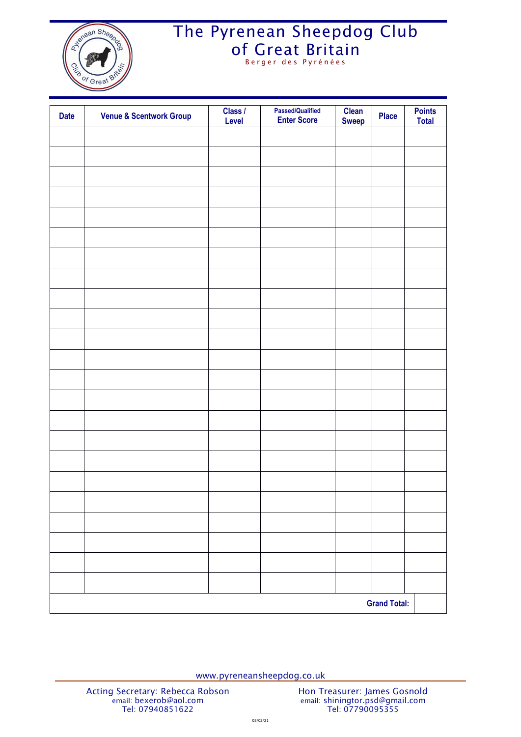# The Pyrenean Sheepdog Club of Great Britain

Berger des Pyrénées

| Date | Venue & Scentwork Group | Class / Level | Passed/Qualified Enter Score | Clean Sweep | Place | Points Total |
|---|---|---|---|---|---|---|
| | | | | | | |
| | | | | | | |
| | | | | | | |
| | | | | | | |
| | | | | | | |
| | | | | | | |
| | | | | | | |
| | | | | | | |
| | | | | | | |
| | | | | | | |
| | | | | | | |
| | | | | | | |
| | | | | | | |
| | | | | | | |
| | | | | | | |
| | | | | | | |
| | | | | | | |
| | | | | | | |
| | | | | | | |
| | | | | | | |
| | | | | | | |
| | | | | | | |
| | | | | | | |
| | | | | | Grand Total: | |

www.pyreneansheepdog.co.uk

Acting Secretary: Rebecca Robson
email: bexerob@aol.com
Tel: 07940851622

Hon Treasurer: James Gosnold
email: shiningtor.psd@gmail.com
Tel: 07790095355

05/02/21